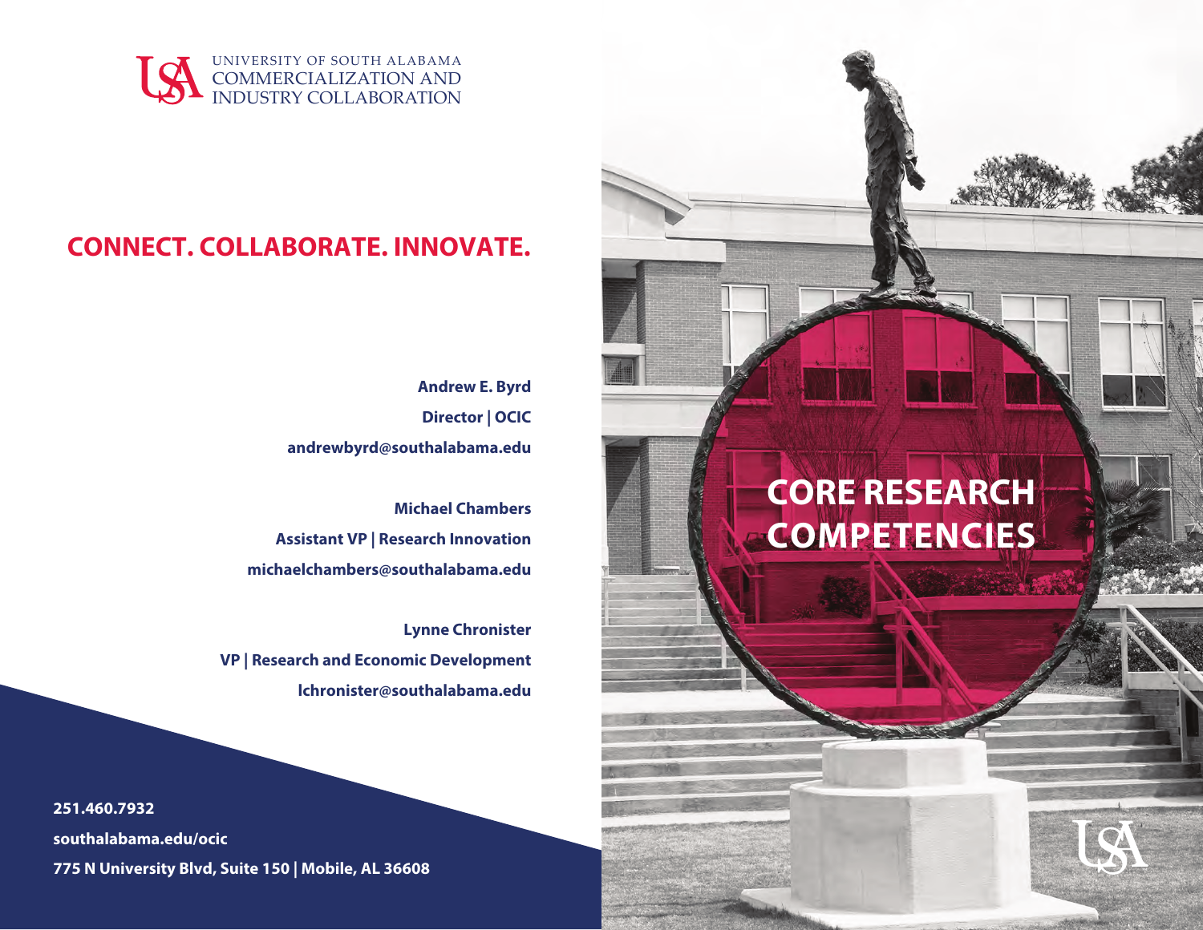UNIVERSITY OF SOUTH ALABAMA
COMMERCIALIZATION AND
INDUSTRY COLLABORATION

## CONNECT. COLLABORATE. INNOVATE.

**Andrew E. Byrd**
**Director | OCIC**
**andrewbyrd@southalabama.edu**

**Michael Chambers**
**Assistant VP | Research Innovation**
**michaelchambers@southalabama.edu**

**Lynne Chronister**
**VP | Research and Economic Development**
**lchronister@southalabama.edu**

**251.460.7932**
**southalabama.edu/ocic**
**775 N University Blvd, Suite 150 | Mobile, AL 36608**

# CORE RESEARCH COMPETENCIES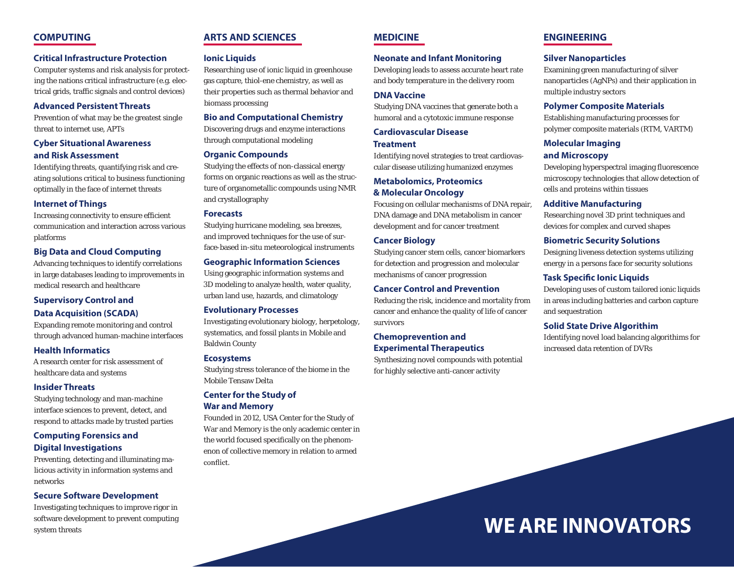## COMPUTING

### Critical Infrastructure Protection
Computer systems and risk analysis for protecting the nations critical infrastructure (e.g. electrical grids, traffic signals and control devices)

### Advanced Persistent Threats
Prevention of what may be the greatest single threat to internet use, APTs

### Cyber Situational Awareness and Risk Assessment
Identifying threats, quantifying risk and creating solutions critical to business functioning optimally in the face of internet threats

### Internet of Things
Increasing connectivity to ensure efficient communication and interaction across various platforms

### Big Data and Cloud Computing
Advancing techniques to identify correlations in large databases leading to improvements in medical research and healthcare

### Supervisory Control and Data Acquisition (SCADA)
Expanding remote monitoring and control through advanced human-machine interfaces

### Health Informatics
A research center for risk assessment of healthcare data and systems

### Insider Threats
Studying technology and man-machine interface sciences to prevent, detect, and respond to attacks made by trusted parties

### Computing Forensics and Digital Investigations
Preventing, detecting and illuminating malicious activity in information systems and networks

### Secure Software Development
Investigating techniques to improve rigor in software development to prevent computing system threats

## ARTS AND SCIENCES

### Ionic Liquids
Researching use of ionic liquid in greenhouse gas capture, thiol-ene chemistry, as well as their properties such as thermal behavior and biomass processing

### Bio and Computational Chemistry
Discovering drugs and enzyme interactions through computational modeling

### Organic Compounds
Studying the effects of non-classical energy forms on organic reactions as well as the structure of organometallic compounds using NMR and crystallography

### Forecasts
Studying hurricane modeling, sea breezes, and improved techniques for the use of surface-based in-situ meteorological instruments

### Geographic Information Sciences
Using geographic information systems and 3D modeling to analyze health, water quality, urban land use, hazards, and climatology

### Evolutionary Processes
Investigating evolutionary biology, herpetology, systematics, and fossil plants in Mobile and Baldwin County

### Ecosystems
Studying stress tolerance of the biome in the Mobile Tensaw Delta

### Center for the Study of War and Memory
Founded in 2012, USA Center for the Study of War and Memory is the only academic center in the world focused specifically on the phenomenon of collective memory in relation to armed conflict.

## MEDICINE

### Neonate and Infant Monitoring
Developing leads to assess accurate heart rate and body temperature in the delivery room

### DNA Vaccine
Studying DNA vaccines that generate both a humoral and a cytotoxic immune response

### Cardiovascular Disease Treatment
Identifying novel strategies to treat cardiovascular disease utilizing humanized enzymes

### Metabolomics, Proteomics & Molecular Oncology
Focusing on cellular mechanisms of DNA repair, DNA damage and DNA metabolism in cancer development and for cancer treatment

### Cancer Biology
Studying cancer stem cells, cancer biomarkers for detection and progression and molecular mechanisms of cancer progression

### Cancer Control and Prevention
Reducing the risk, incidence and mortality from cancer and enhance the quality of life of cancer survivors

### Chemoprevention and Experimental Therapeutics
Synthesizing novel compounds with potential for highly selective anti-cancer activity

## ENGINEERING

### Silver Nanoparticles
Examining green manufacturing of silver nanoparticles (AgNPs) and their application in multiple industry sectors

### Polymer Composite Materials
Establishing manufacturing processes for polymer composite materials (RTM, VARTM)

### Molecular Imaging and Microscopy
Developing hyperspectral imaging fluorescence microscopy technologies that allow detection of cells and proteins within tissues

### Additive Manufacturing
Researching novel 3D print techniques and devices for complex and curved shapes

### Biometric Security Solutions
Designing liveness detection systems utilizing energy in a persons face for security solutions

### Task Specific Ionic Liquids
Developing uses of custom tailored ionic liquids in areas including batteries and carbon capture and sequestration

### Solid State Drive Algorithim
Identifying novel load balancing algorithims for increased data retention of DVRs

# WE ARE INNOVATORS